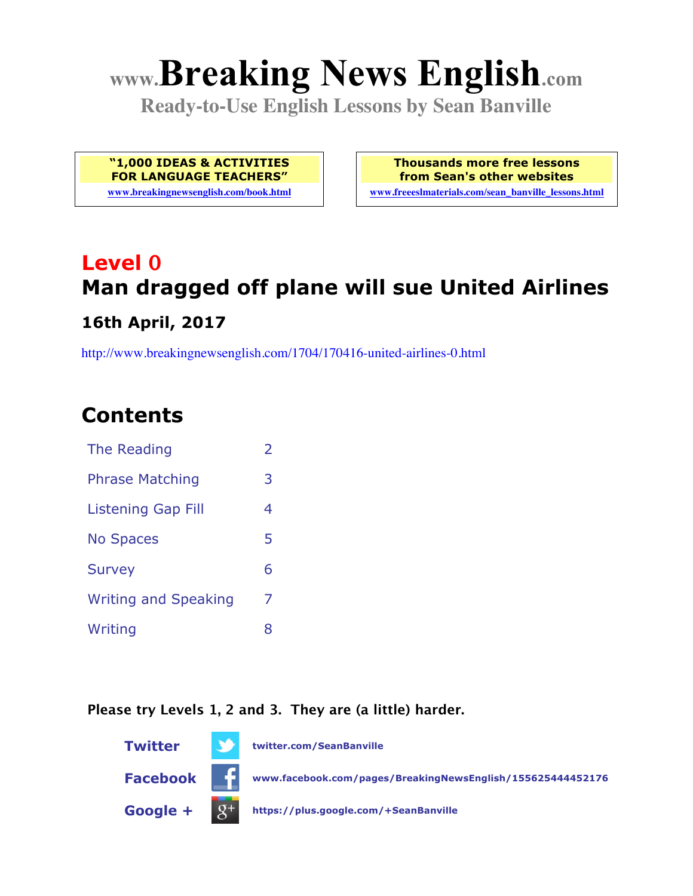# www.Breaking News English.com

**Ready-to-Use English Lessons by Sean Banville**

**"1,000 IDEAS & ACTIVITIES FOR LANGUAGE TEACHERS"**
www.breakingnewsenglish.com/book.html

**Thousands more free lessons from Sean's other websites**
www.freeeslmaterials.com/sean_banville_lessons.html

## Level 0
## Man dragged off plane will sue United Airlines

### 16th April, 2017

http://www.breakingnewsenglish.com/1704/170416-united-airlines-0.html

## Contents

| | |
|---|---|
| The Reading | 2 |
| Phrase Matching | 3 |
| Listening Gap Fill | 4 |
| No Spaces | 5 |
| Survey | 6 |
| Writing and Speaking | 7 |
| Writing | 8 |

**Please try Levels 1, 2 and 3. They are (a little) harder.**

**Twitter** twitter.com/SeanBanville

**Facebook** www.facebook.com/pages/BreakingNewsEnglish/155625444452176

**Google +** https://plus.google.com/+SeanBanville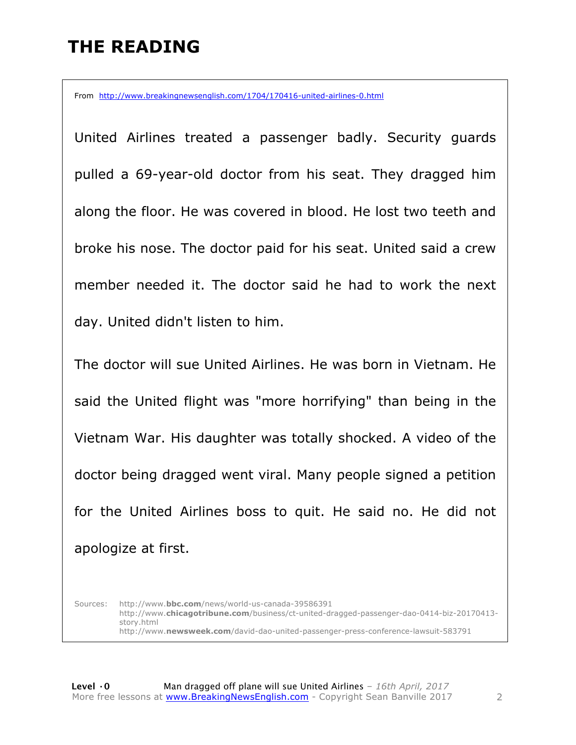# THE READING

From http://www.breakingnewsenglish.com/1704/170416-united-airlines-0.html

United Airlines treated a passenger badly. Security guards pulled a 69-year-old doctor from his seat. They dragged him along the floor. He was covered in blood. He lost two teeth and broke his nose. The doctor paid for his seat. United said a crew member needed it. The doctor said he had to work the next day. United didn't listen to him.

The doctor will sue United Airlines. He was born in Vietnam. He said the United flight was "more horrifying" than being in the Vietnam War. His daughter was totally shocked. A video of the doctor being dragged went viral. Many people signed a petition for the United Airlines boss to quit. He said no. He did not apologize at first.

Sources:
http://www.**bbc.com**/news/world-us-canada-39586391
http://www.**chicagotribune.com**/business/ct-united-dragged-passenger-dao-0414-biz-20170413-story.html
http://www.**newsweek.com**/david-dao-united-passenger-press-conference-lawsuit-583791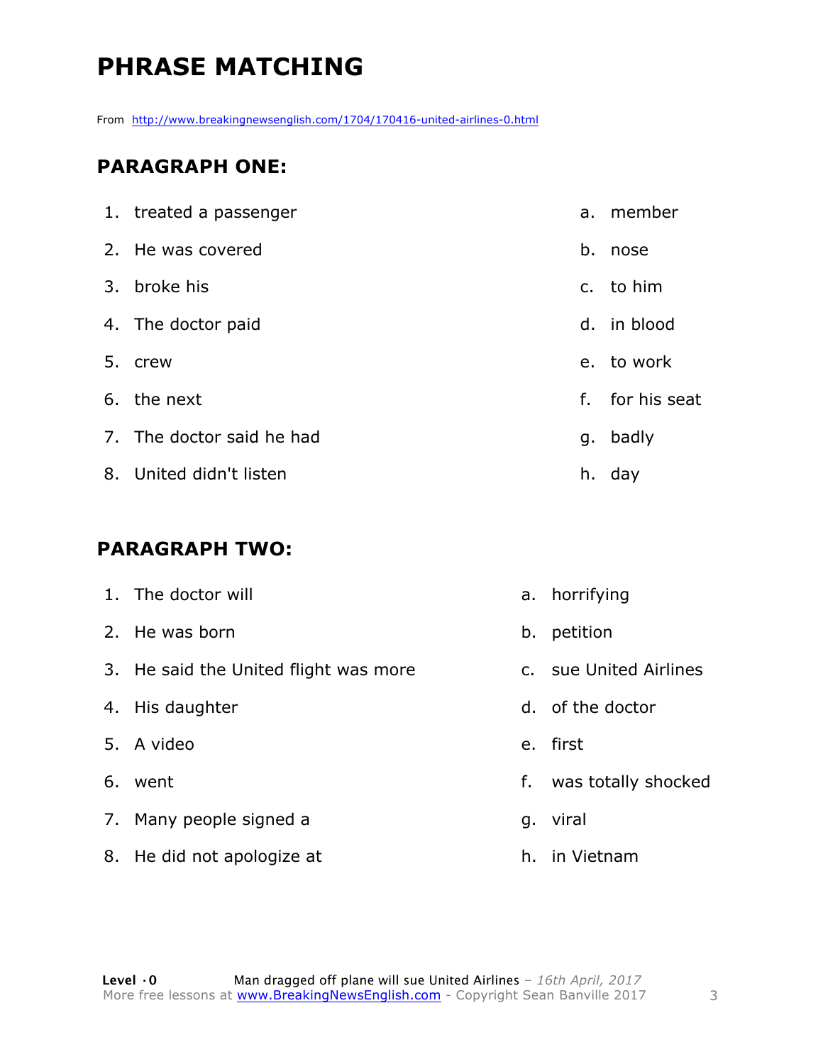# PHRASE MATCHING

From http://www.breakingnewsenglish.com/1704/170416-united-airlines-0.html

## PARAGRAPH ONE:

| | |
|---|---|
| 1. treated a passenger | a. member |
| 2. He was covered | b. nose |
| 3. broke his | c. to him |
| 4. The doctor paid | d. in blood |
| 5. crew | e. to work |
| 6. the next | f. for his seat |
| 7. The doctor said he had | g. badly |
| 8. United didn't listen | h. day |

## PARAGRAPH TWO:

| | |
|---|---|
| 1. The doctor will | a. horrifying |
| 2. He was born | b. petition |
| 3. He said the United flight was more | c. sue United Airlines |
| 4. His daughter | d. of the doctor |
| 5. A video | e. first |
| 6. went | f. was totally shocked |
| 7. Many people signed a | g. viral |
| 8. He did not apologize at | h. in Vietnam |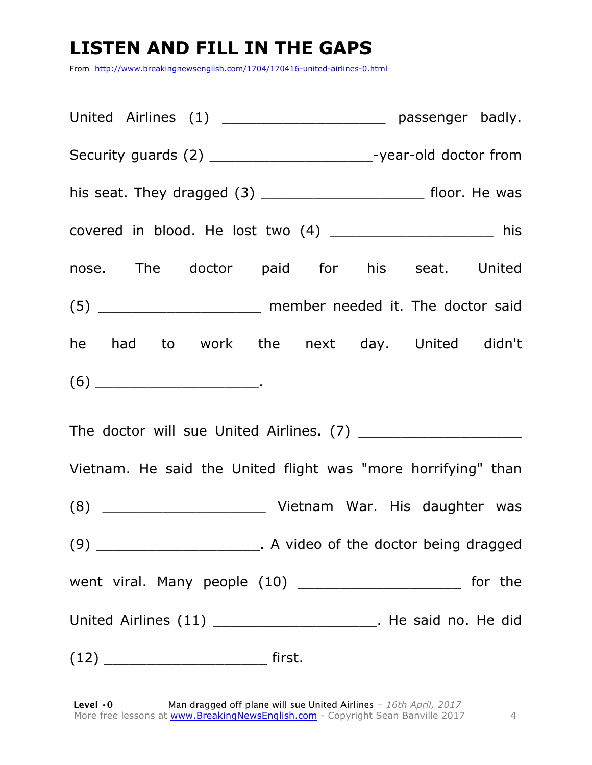# LISTEN AND FILL IN THE GAPS

From http://www.breakingnewsenglish.com/1704/170416-united-airlines-0.html

United Airlines (1) ____________________ passenger badly. Security guards (2) ____________________-year-old doctor from his seat. They dragged (3) ____________________ floor. He was covered in blood. He lost two (4) ____________________ his nose. The doctor paid for his seat. United (5) ____________________ member needed it. The doctor said he had to work the next day. United didn't (6) ____________________.

The doctor will sue United Airlines. (7) ____________________ Vietnam. He said the United flight was "more horrifying" than (8) ____________________ Vietnam War. His daughter was (9) ____________________. A video of the doctor being dragged went viral. Many people (10) ____________________ for the United Airlines (11) ____________________. He said no. He did (12) ____________________ first.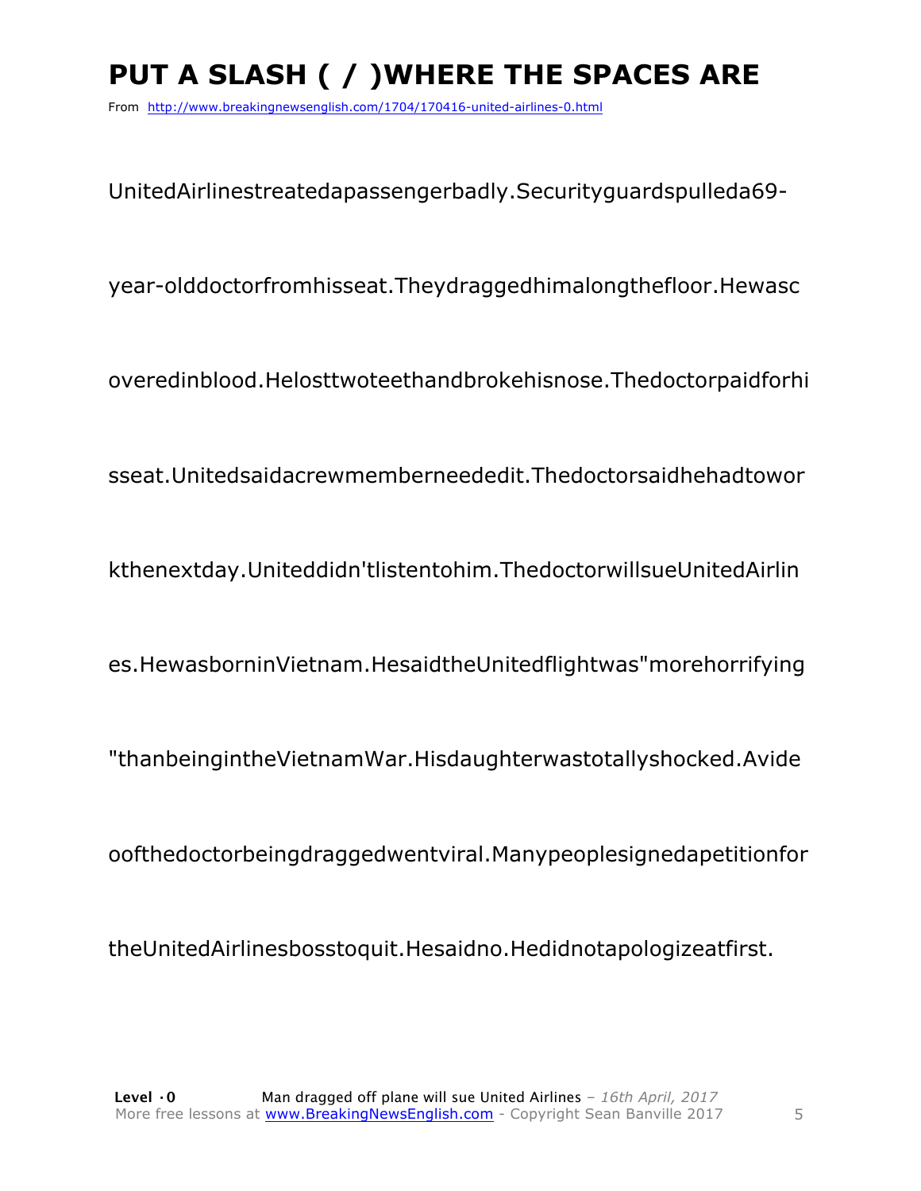# PUT A SLASH ( / )WHERE THE SPACES ARE

From http://www.breakingnewsenglish.com/1704/170416-united-airlines-0.html

UnitedAirlinestreatedapassengerbadly.Securityguardspulleda69-

year-olddoctorfromhisseat.Theydraggedhimalongthefloor.Hewasc

overedinblood.Helosttwoteethandbrokehisnose.Thedoctorpaidforhi

sseat.Unitedsaidacrewmemberneededit.Thedoctorsaidhehadtowor

kthenextday.Uniteddidn'tlistentohim.ThedoctorwillsueUnitedAirlin

es.HewasborninVietnam.HesaidtheUnitedflightwas"morehorrifying

"thanbeingintheVietnamWar.Hisdaughterwastotallyshocked.Avide

oofthedoctorbeingdraggedwentviral.Manypeoplesignedapetitionfor

theUnitedAirlinesbosstoquit.Hesaidno.Hedidnotapologizeatfirst.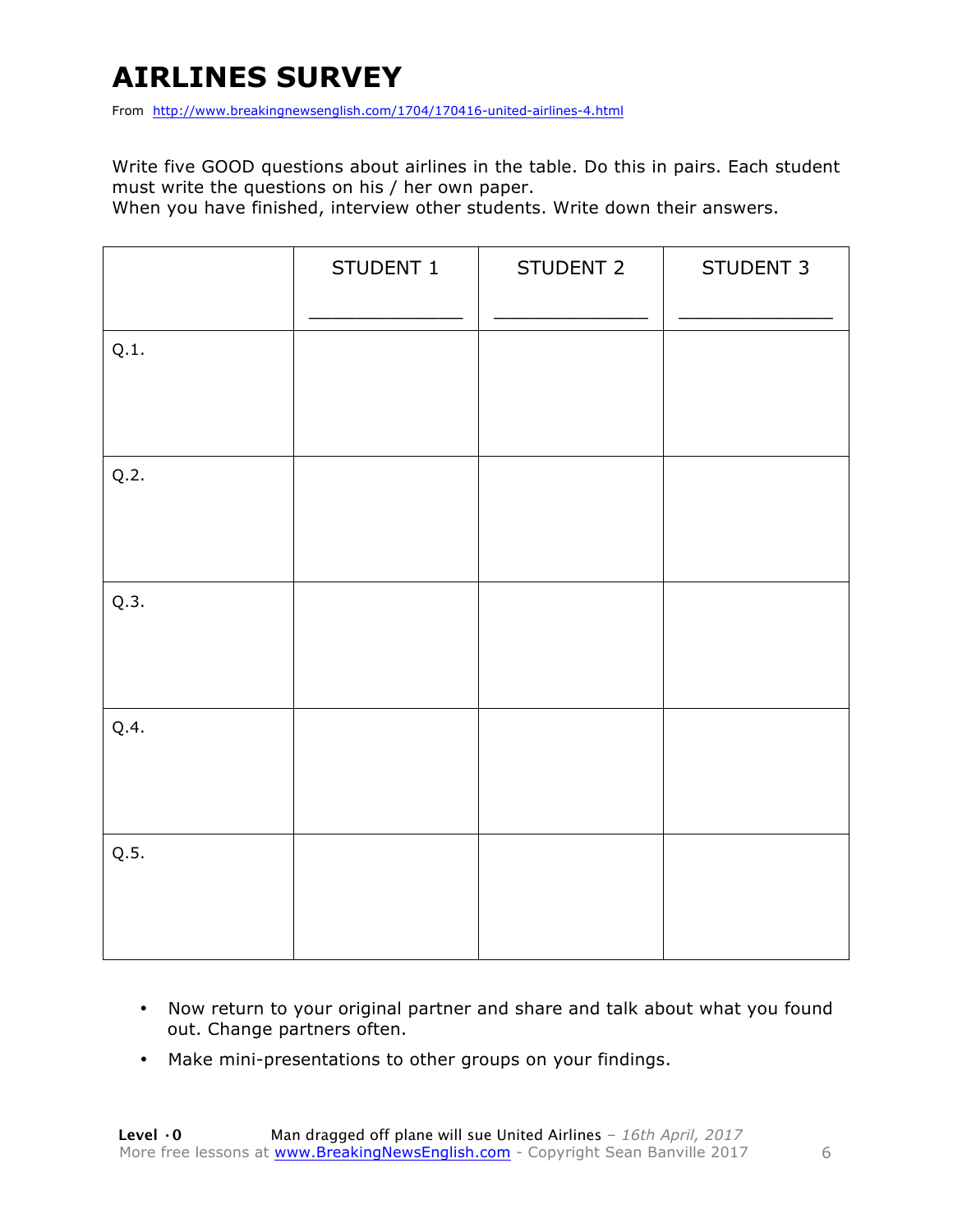# AIRLINES SURVEY

From http://www.breakingnewsenglish.com/1704/170416-united-airlines-4.html

Write five GOOD questions about airlines in the table. Do this in pairs. Each student must write the questions on his / her own paper.
When you have finished, interview other students. Write down their answers.

| | STUDENT 1<br>_____________ | STUDENT 2<br>_____________ | STUDENT 3<br>_____________ |
|---|---|---|---|
| Q.1. | | | |
| Q.2. | | | |
| Q.3. | | | |
| Q.4. | | | |
| Q.5. | | | |

- Now return to your original partner and share and talk about what you found out. Change partners often.
- Make mini-presentations to other groups on your findings.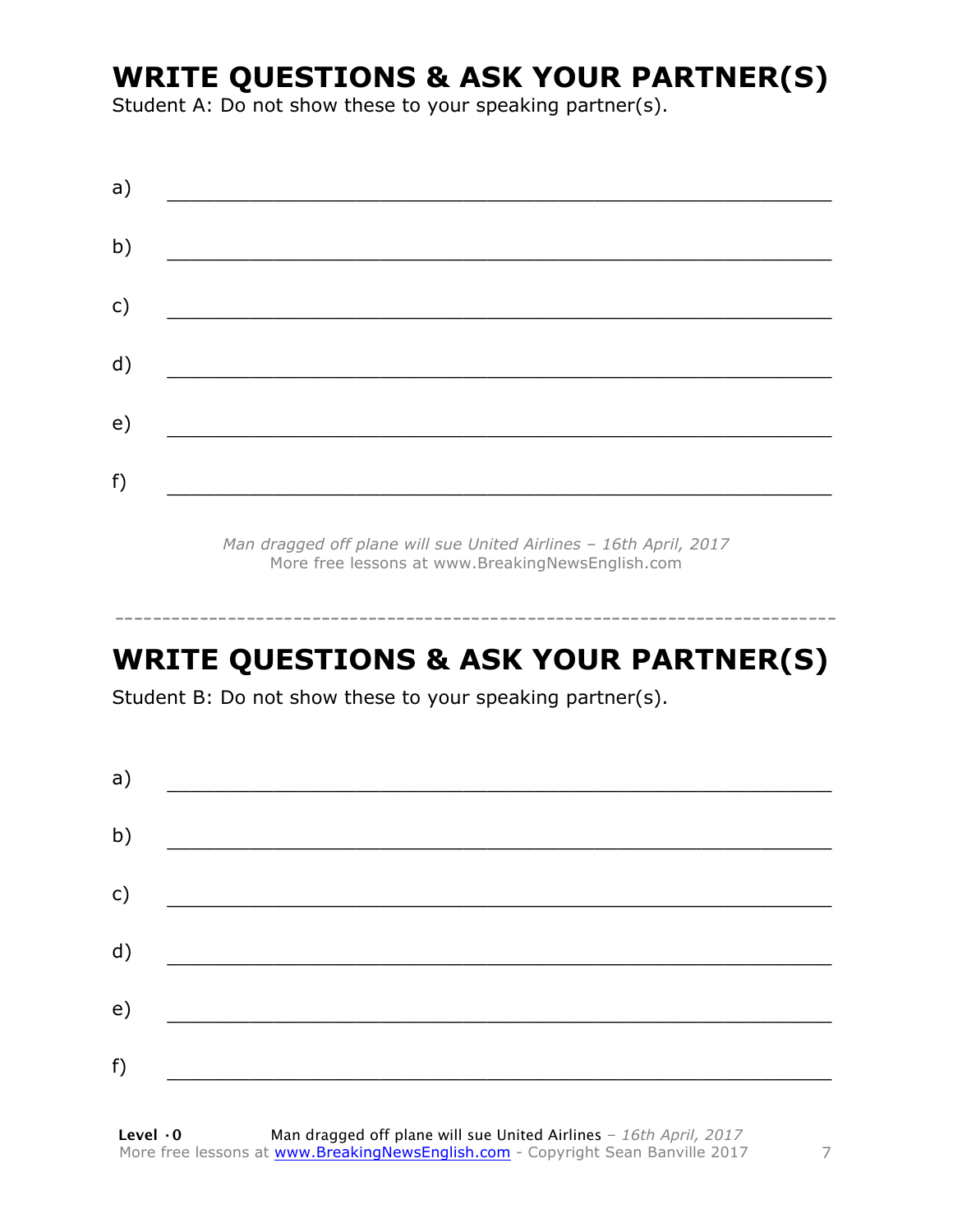## WRITE QUESTIONS & ASK YOUR PARTNER(S)

Student A: Do not show these to your speaking partner(s).

a) ___________________________________________________________

b) ___________________________________________________________

c) ___________________________________________________________

d) ___________________________________________________________

e) ___________________________________________________________

f) ___________________________________________________________

*Man dragged off plane will sue United Airlines – 16th April, 2017*
More free lessons at www.BreakingNewsEnglish.com

---

## WRITE QUESTIONS & ASK YOUR PARTNER(S)

Student B: Do not show these to your speaking partner(s).

a) ___________________________________________________________

b) ___________________________________________________________

c) ___________________________________________________________

d) ___________________________________________________________

e) ___________________________________________________________

f) ___________________________________________________________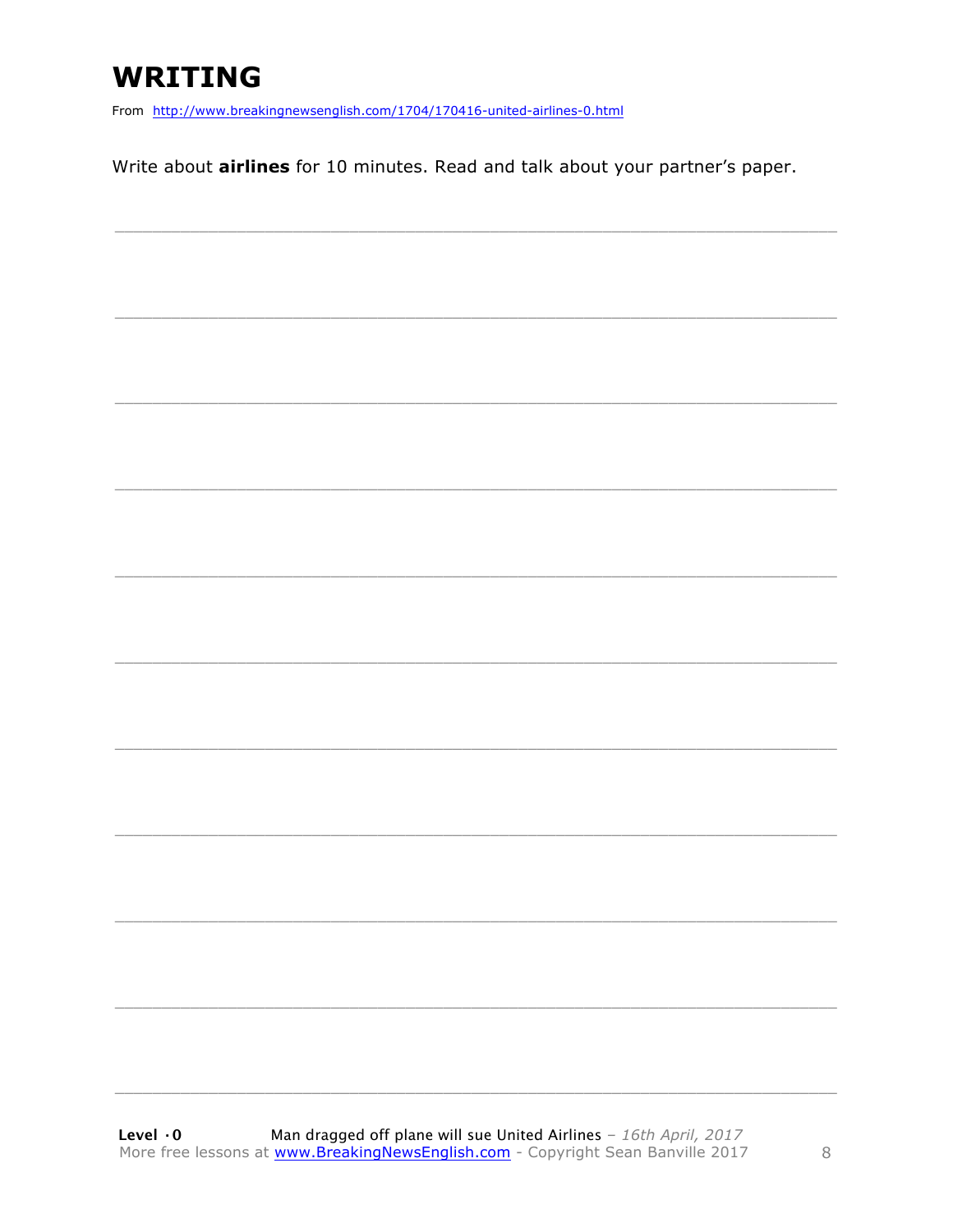# WRITING

From http://www.breakingnewsenglish.com/1704/170416-united-airlines-0.html

Write about **airlines** for 10 minutes. Read and talk about your partner's paper.

___

___

___

___

___

___

___

___

___

___

___